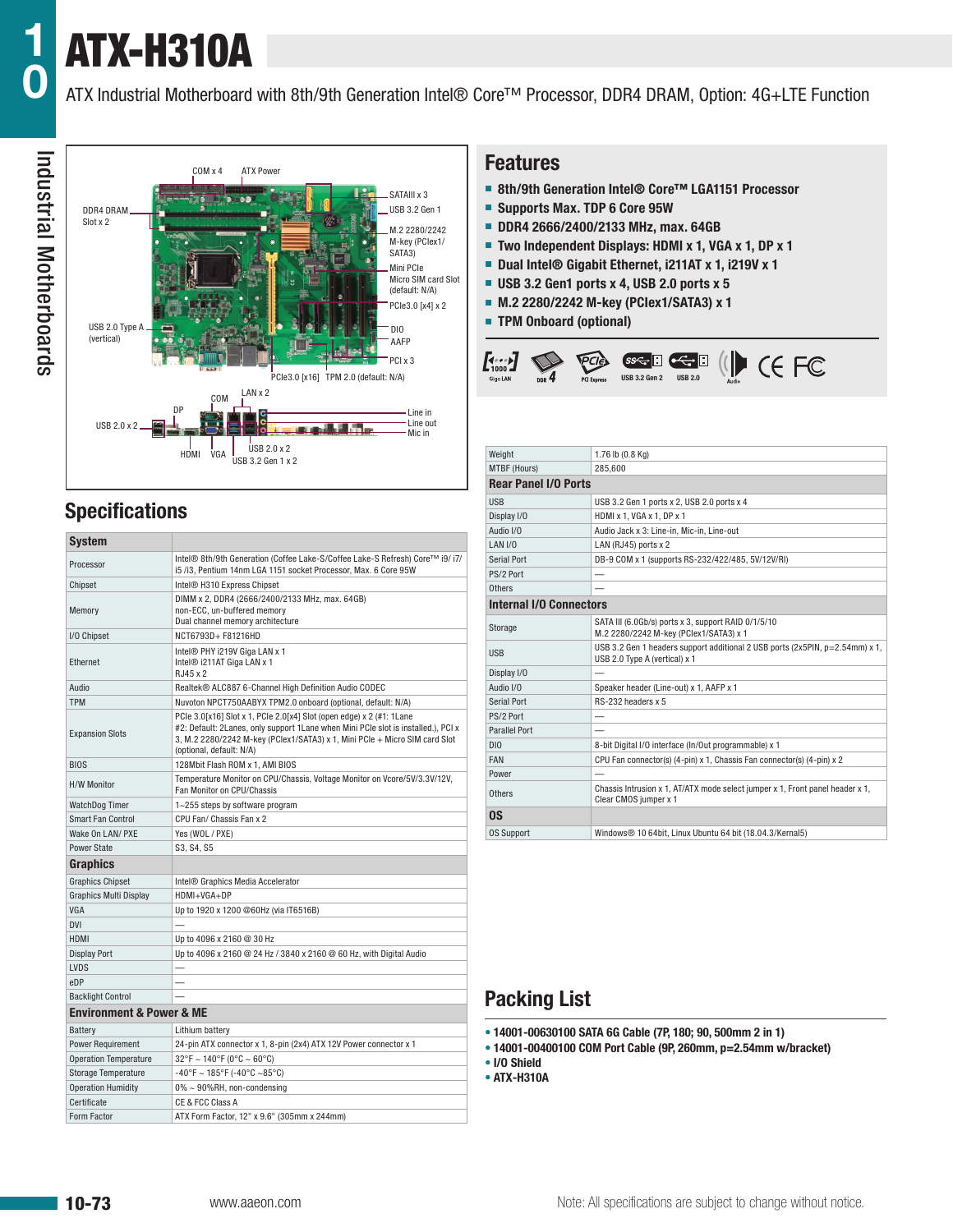# ATX-H310A

ATX Industrial Motherboard with 8th/9th Generation Intel® Core™ Processor, DDR4 DRAM, Option: 4G+LTE Function

COM x 4 | ATX Power | SATAIII x 3 | USB 3.2 Gen 1 | DDR4 DRAM Slot x 2 | M.2 2280/2242 M-key (PCIex1/ SATA3) | Mini PCIe Micro SIM card Slot (default: N/A) | PCIe3.0 [x4] x 2 | USB 2.0 Type A (vertical) | DIO | AAFP | PCI x 3 | PCIe3.0 [x16] | TPM 2.0 (default: N/A)

COM | LAN x 2 | DP | USB 2.0 x 2 | Line in | Line out | Mic in | HDMI | VGA | USB 2.0 x 2 | USB 3.2 Gen 1 x 2

## Features

- 8th/9th Generation Intel® Core™ LGA1151 Processor
- Supports Max. TDP 6 Core 95W
- DDR4 2666/2400/2133 MHz, max. 64GB
- Two Independent Displays: HDMI x 1, VGA x 1, DP x 1
- Dual Intel® Gigabit Ethernet, i211AT x 1, i219V x 1
- USB 3.2 Gen1 ports x 4, USB 2.0 ports x 5
- M.2 2280/2242 M-key (PCIex1/SATA3) x 1
- TPM Onboard (optional)

Giga LAN | DDR 4 | PCI Express | USB 3.2 Gen 2 | USB 2.0 | Audio | CE | FC

## Specifications

| System | |
|---|---|
| Processor | Intel® 8th/9th Generation (Coffee Lake-S/Coffee Lake-S Refresh) Core™ i9/ i7/ i5 /i3, Pentium 14nm LGA 1151 socket Processor, Max. 6 Core 95W |
| Chipset | Intel® H310 Express Chipset |
| Memory | DIMM x 2, DDR4 (2666/2400/2133 MHz, max. 64GB)<br>non-ECC, un-buffered memory<br>Dual channel memory architecture |
| I/O Chipset | NCT6793D+ F81216HD |
| Ethernet | Intel® PHY i219V Giga LAN x 1<br>Intel® i211AT Giga LAN x 1<br>RJ45 x 2 |
| Audio | Realtek® ALC887 6-Channel High Definition Audio CODEC |
| TPM | Nuvoton NPCT750AABYX TPM2.0 onboard (optional, default: N/A) |
| Expansion Slots | PCIe 3.0[x16] Slot x 1, PCIe 2.0[x4] Slot (open edge) x 2 (#1: 1Lane #2: Default: 2Lanes, only support 1Lane when Mini PCIe slot is installed.), PCI x 3, M.2 2280/2242 M-key (PCIex1/SATA3) x 1, Mini PCIe + Micro SIM card Slot (optional, default: N/A) |
| BIOS | 128Mbit Flash ROM x 1, AMI BIOS |
| H/W Monitor | Temperature Monitor on CPU/Chassis, Voltage Monitor on Vcore/5V/3.3V/12V, Fan Monitor on CPU/Chassis |
| WatchDog Timer | 1~255 steps by software program |
| Smart Fan Control | CPU Fan/ Chassis Fan x 2 |
| Wake On LAN/ PXE | Yes (WOL / PXE) |
| Power State | S3, S4, S5 |
| **Graphics** | |
| Graphics Chipset | Intel® Graphics Media Accelerator |
| Graphics Multi Display | HDMI+VGA+DP |
| VGA | Up to 1920 x 1200 @60Hz (via IT6516B) |
| DVI | — |
| HDMI | Up to 4096 x 2160 @ 30 Hz |
| Display Port | Up to 4096 x 2160 @ 24 Hz / 3840 x 2160 @ 60 Hz, with Digital Audio |
| LVDS | — |
| eDP | — |
| Backlight Control | — |
| **Environment & Power & ME** | |
| Battery | Lithium battery |
| Power Requirement | 24-pin ATX connector x 1, 8-pin (2x4) ATX 12V Power connector x 1 |
| Operation Temperature | 32°F ~ 140°F (0°C ~ 60°C) |
| Storage Temperature | -40°F ~ 185°F (-40°C ~85°C) |
| Operation Humidity | 0% ~ 90%RH, non-condensing |
| Certificate | CE & FCC Class A |
| Form Factor | ATX Form Factor, 12" x 9.6" (305mm x 244mm) |

| | |
|---|---|
| Weight | 1.76 lb (0.8 Kg) |
| MTBF (Hours) | 285,600 |
| **Rear Panel I/O Ports** | |
| USB | USB 3.2 Gen 1 ports x 2, USB 2.0 ports x 4 |
| Display I/O | HDMI x 1, VGA x 1, DP x 1 |
| Audio I/O | Audio Jack x 3: Line-in, Mic-in, Line-out |
| LAN I/O | LAN (RJ45) ports x 2 |
| Serial Port | DB-9 COM x 1 (supports RS-232/422/485, 5V/12V/RI) |
| PS/2 Port | — |
| Others | — |
| **Internal I/O Connectors** | |
| Storage | SATA III (6.0Gb/s) ports x 3, support RAID 0/1/5/10<br>M.2 2280/2242 M-key (PCIex1/SATA3) x 1 |
| USB | USB 3.2 Gen 1 headers support additional 2 USB ports (2x5PIN, p=2.54mm) x 1, USB 2.0 Type A (vertical) x 1 |
| Display I/O | — |
| Audio I/O | Speaker header (Line-out) x 1, AAFP x 1 |
| Serial Port | RS-232 headers x 5 |
| PS/2 Port | — |
| Parallel Port | — |
| DIO | 8-bit Digital I/O interface (In/Out programmable) x 1 |
| FAN | CPU Fan connector(s) (4-pin) x 1, Chassis Fan connector(s) (4-pin) x 2 |
| Power | — |
| Others | Chassis Intrusion x 1, AT/ATX mode select jumper x 1, Front panel header x 1, Clear CMOS jumper x 1 |
| **OS** | |
| OS Support | Windows® 10 64bit, Linux Ubuntu 64 bit (18.04.3/Kernal5) |

## Packing List

- 14001-00630100 SATA 6G Cable (7P, 180; 90, 500mm 2 in 1)
- 14001-00400100 COM Port Cable (9P, 260mm, p=2.54mm w/bracket)
- I/O Shield
- ATX-H310A

www.aaeon.com

Note: All specifications are subject to change without notice.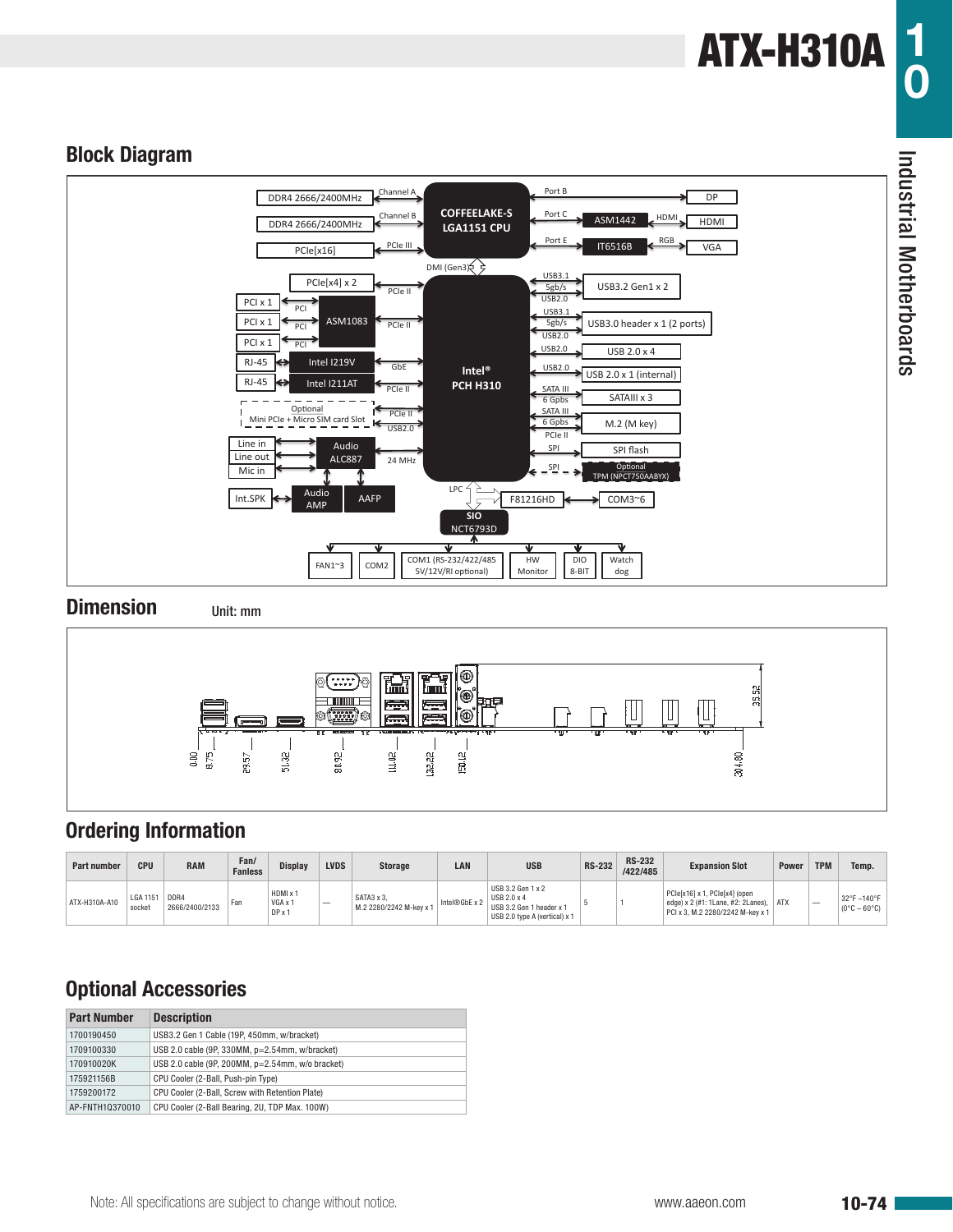# ATX-H310A

## Block Diagram

DDR4 2666/2400MHz
Channel A
DDR4 2666/2400MHz
Channel B
PCIe[x16]
PCIe III
COFFEELAKE-S
LGA1151 CPU
Port B
DP
Port C
ASM1442
HDMI
HDMI
Port E
IT6516B
RGB
VGA
DMI (Gen3)
PCIe[x4] x 2
PCIe II
PCI x 1
PCI x 1
PCI x 1
PCI
PCI
PCI
ASM1083
PCIe II
RJ-45
Intel I219V
GbE
RJ-45
Intel I211AT
PCIe II
Optional
Mini PCIe + Micro SIM card Slot
PCIe II
USB2.0
Line in
Line out
Mic in
Audio
ALC887
24 MHz
Int.SPK
Audio AMP
AAFP
Intel®
PCH H310
USB3.1
5gb/s
USB2.0
USB3.2 Gen1 x 2
USB3.1
5gb/s
USB2.0
USB3.0 header x 1 (2 ports)
USB2.0
USB 2.0 x 4
USB2.0
USB 2.0 x 1 (internal)
SATA III
6 Gpbs
SATAIII x 3
SATA III
6 Gpbs
PCIe II
M.2 (M key)
SPI
SPI flash
SPI
Optional
TPM (NPCT750AABYX)
LPC
F81216HD
COM3~6
SIO
NCT6793D
FAN1~3
COM2
COM1 (RS-232/422/485
5V/12V/RI optional)
HW
Monitor
DIO
8-BIT
Watch
dog

## Dimension

Unit: mm

0.00
8.75
29.57
51.32
80.92
111.02
132.22
150.12
304.80
35.52

## Ordering Information

| Part number | CPU | RAM | Fan/ Fanless | Display | LVDS | Storage | LAN | USB | RS-232 | RS-232 /422/485 | Expansion Slot | Power | TPM | Temp. |
|---|---|---|---|---|---|---|---|---|---|---|---|---|---|---|
| ATX-H310A-A10 | LGA 1151 socket | DDR4 2666/2400/2133 | Fan | HDMI x 1<br>VGA x 1<br>DP x 1 | — | SATA3 x 3,<br>M.2 2280/2242 M-key x 1 | Intel®GbE x 2 | USB 3.2 Gen 1 x 2<br>USB 2.0 x 4<br>USB 3.2 Gen 1 header x 1<br>USB 2.0 type A (vertical) x 1 | 5 | 1 | PCIe[x16] x 1, PCIe[x4] (open edge) x 2 (#1: 1Lane, #2: 2Lanes), PCI x 3, M.2 2280/2242 M-key x 1 | ATX | — | 32°F ~140°F (0°C ~ 60°C) |

## Optional Accessories

| Part Number | Description |
|---|---|
| 1700190450 | USB3.2 Gen 1 Cable (19P, 450mm, w/bracket) |
| 1709100330 | USB 2.0 cable (9P, 330MM, p=2.54mm, w/bracket) |
| 170910020K | USB 2.0 cable (9P, 200MM, p=2.54mm, w/o bracket) |
| 175921156B | CPU Cooler (2-Ball, Push-pin Type) |
| 1759200172 | CPU Cooler (2-Ball, Screw with Retention Plate) |
| AP-FNTH1Q370010 | CPU Cooler (2-Ball Bearing, 2U, TDP Max. 100W) |

Note: All specifications are subject to change without notice.